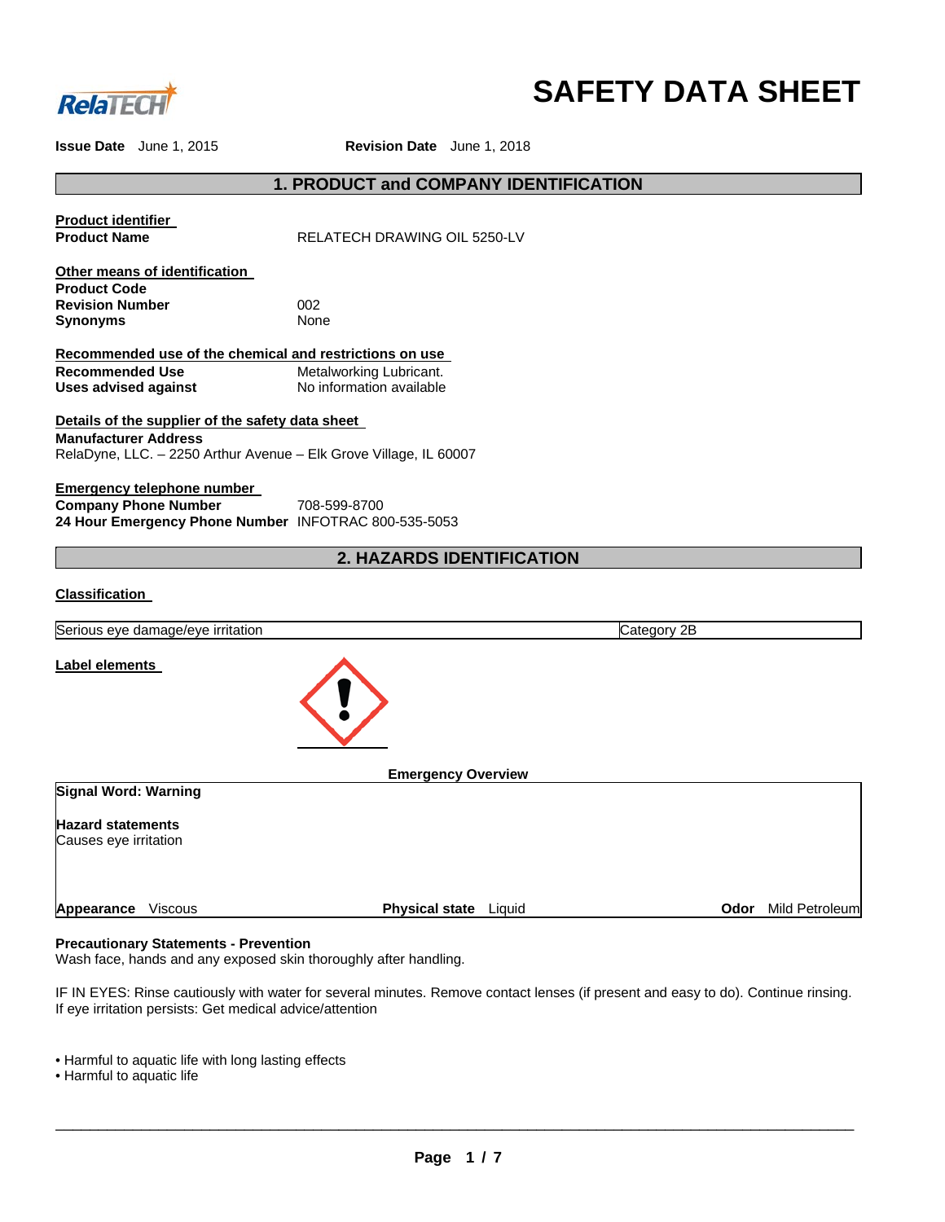# SAFETY DATA SHEET

**Issue Date** June 1, 2015 **Revision Date** June 1, 2018

## 1. PRODUCT and COMPANY IDENTIFICATION

**Product identifier**

| | |
|---|---|
| **Product Name** | RELATECH DRAWING OIL 5250-LV |

**Other means of identification**

| | |
|---|---|
| **Product Code** | |
| **Revision Number** | 002 |
| **Synonyms** | None |

**Recommended use of the chemical and restrictions on use**

| | |
|---|---|
| **Recommended Use** | Metalworking Lubricant. |
| **Uses advised against** | No information available |

**Details of the supplier of the safety data sheet**

**Manufacturer Address**
RelaDyne, LLC. – 2250 Arthur Avenue – Elk Grove Village, IL 60007

**Emergency telephone number**

| | |
|---|---|
| **Company Phone Number** | 708-599-8700 |
| **24 Hour Emergency Phone Number** | INFOTRAC 800-535-5053 |

## 2. HAZARDS IDENTIFICATION

**Classification**

| | |
|---|---|
| Serious eye damage/eye irritation | Category 2B |

**Label elements**

**Emergency Overview**

**Signal Word: Warning**

**Hazard statements**
Causes eye irritation

**Appearance** Viscous **Physical state** Liquid **Odor** Mild Petroleum

**Precautionary Statements - Prevention**
Wash face, hands and any exposed skin thoroughly after handling.

IF IN EYES: Rinse cautiously with water for several minutes. Remove contact lenses (if present and easy to do). Continue rinsing. If eye irritation persists: Get medical advice/attention

- Harmful to aquatic life with long lasting effects
- Harmful to aquatic life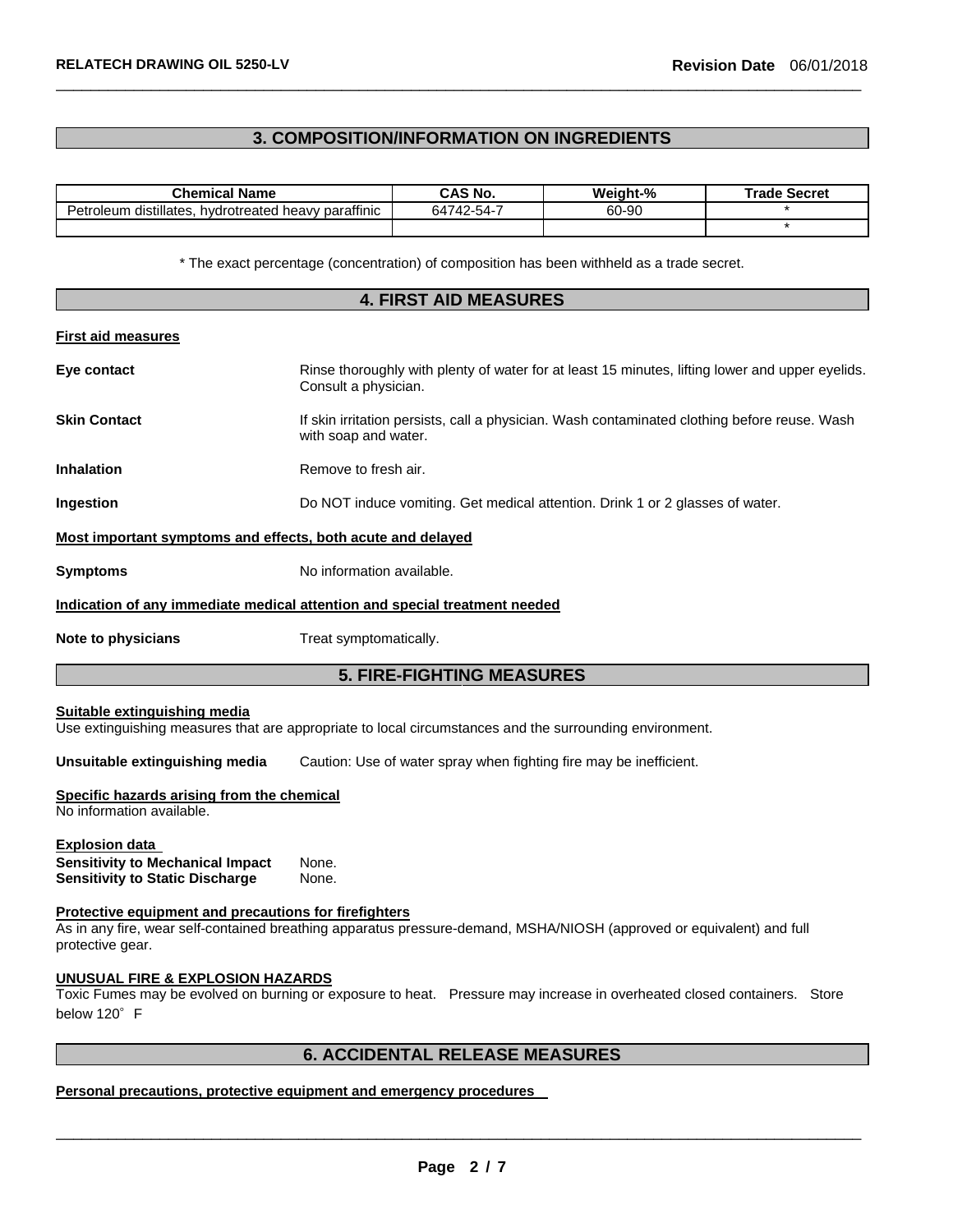## 3. COMPOSITION/INFORMATION ON INGREDIENTS

| Chemical Name | CAS No. | Weight-% | Trade Secret |
|---|---|---|---|
| Petroleum distillates, hydrotreated heavy paraffinic | 64742-54-7 | 60-90 | * |
| | | | * |

\* The exact percentage (concentration) of composition has been withheld as a trade secret.

## 4. FIRST AID MEASURES

**First aid measures**

**Eye contact** Rinse thoroughly with plenty of water for at least 15 minutes, lifting lower and upper eyelids. Consult a physician.

**Skin Contact** If skin irritation persists, call a physician. Wash contaminated clothing before reuse. Wash with soap and water.

**Inhalation** Remove to fresh air.

**Ingestion** Do NOT induce vomiting. Get medical attention. Drink 1 or 2 glasses of water.

**Most important symptoms and effects, both acute and delayed**

**Symptoms** No information available.

**Indication of any immediate medical attention and special treatment needed**

**Note to physicians** Treat symptomatically.

## 5. FIRE-FIGHTING MEASURES

**Suitable extinguishing media**
Use extinguishing measures that are appropriate to local circumstances and the surrounding environment.

**Unsuitable extinguishing media** Caution: Use of water spray when fighting fire may be inefficient.

**Specific hazards arising from the chemical**
No information available.

**Explosion data**
**Sensitivity to Mechanical Impact** None.
**Sensitivity to Static Discharge** None.

**Protective equipment and precautions for firefighters**
As in any fire, wear self-contained breathing apparatus pressure-demand, MSHA/NIOSH (approved or equivalent) and full protective gear.

**UNUSUAL FIRE & EXPLOSION HAZARDS**
Toxic Fumes may be evolved on burning or exposure to heat. Pressure may increase in overheated closed containers. Store below 120°F

## 6. ACCIDENTAL RELEASE MEASURES

**Personal precautions, protective equipment and emergency procedures**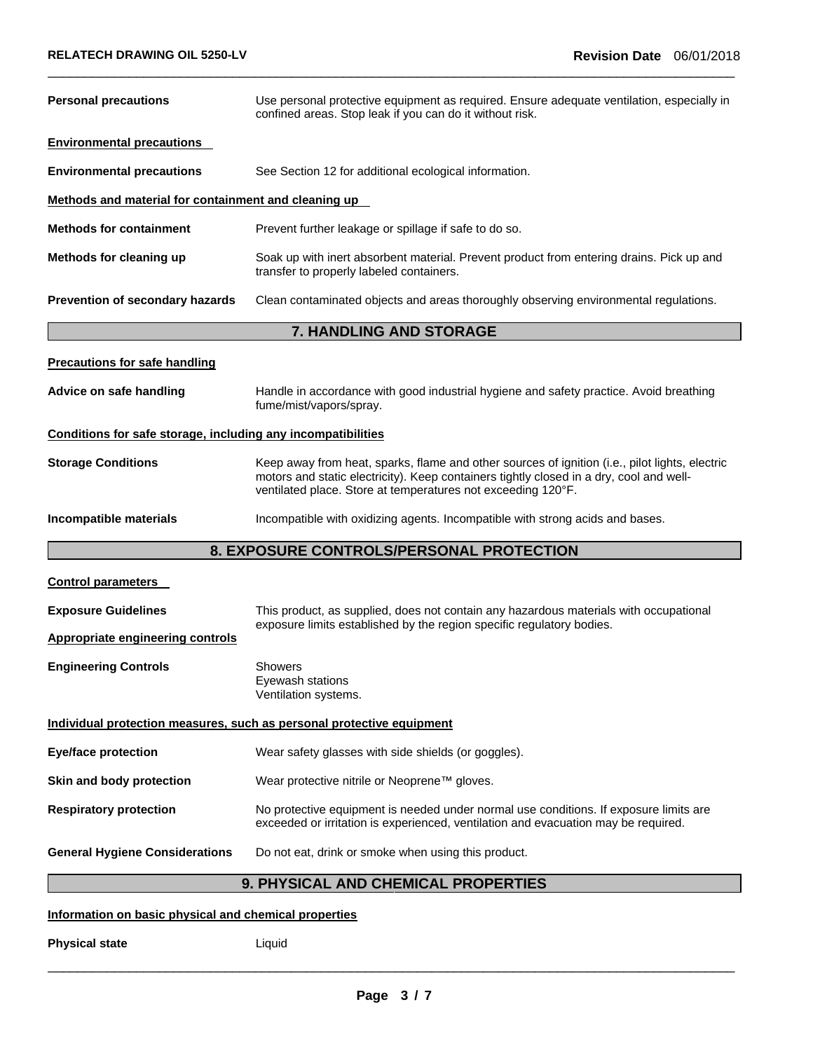| | |
|---|---|
| **Personal precautions** | Use personal protective equipment as required. Ensure adequate ventilation, especially in confined areas. Stop leak if you can do it without risk. |

**Environmental precautions**

| | |
|---|---|
| **Environmental precautions** | See Section 12 for additional ecological information. |

**Methods and material for containment and cleaning up**

| | |
|---|---|
| **Methods for containment** | Prevent further leakage or spillage if safe to do so. |
| **Methods for cleaning up** | Soak up with inert absorbent material. Prevent product from entering drains. Pick up and transfer to properly labeled containers. |
| **Prevention of secondary hazards** | Clean contaminated objects and areas thoroughly observing environmental regulations. |

## 7. HANDLING AND STORAGE

**Precautions for safe handling**

| | |
|---|---|
| **Advice on safe handling** | Handle in accordance with good industrial hygiene and safety practice. Avoid breathing fume/mist/vapors/spray. |

**Conditions for safe storage, including any incompatibilities**

| | |
|---|---|
| **Storage Conditions** | Keep away from heat, sparks, flame and other sources of ignition (i.e., pilot lights, electric motors and static electricity). Keep containers tightly closed in a dry, cool and well-ventilated place. Store at temperatures not exceeding 120°F. |
| **Incompatible materials** | Incompatible with oxidizing agents. Incompatible with strong acids and bases. |

## 8. EXPOSURE CONTROLS/PERSONAL PROTECTION

**Control parameters**

| | |
|---|---|
| **Exposure Guidelines** | This product, as supplied, does not contain any hazardous materials with occupational exposure limits established by the region specific regulatory bodies. |

**Appropriate engineering controls**

| | |
|---|---|
| **Engineering Controls** | Showers<br>Eyewash stations<br>Ventilation systems. |

**Individual protection measures, such as personal protective equipment**

| | |
|---|---|
| **Eye/face protection** | Wear safety glasses with side shields (or goggles). |
| **Skin and body protection** | Wear protective nitrile or Neoprene™ gloves. |
| **Respiratory protection** | No protective equipment is needed under normal use conditions. If exposure limits are exceeded or irritation is experienced, ventilation and evacuation may be required. |
| **General Hygiene Considerations** | Do not eat, drink or smoke when using this product. |

## 9. PHYSICAL AND CHEMICAL PROPERTIES

**Information on basic physical and chemical properties**

| | |
|---|---|
| **Physical state** | Liquid |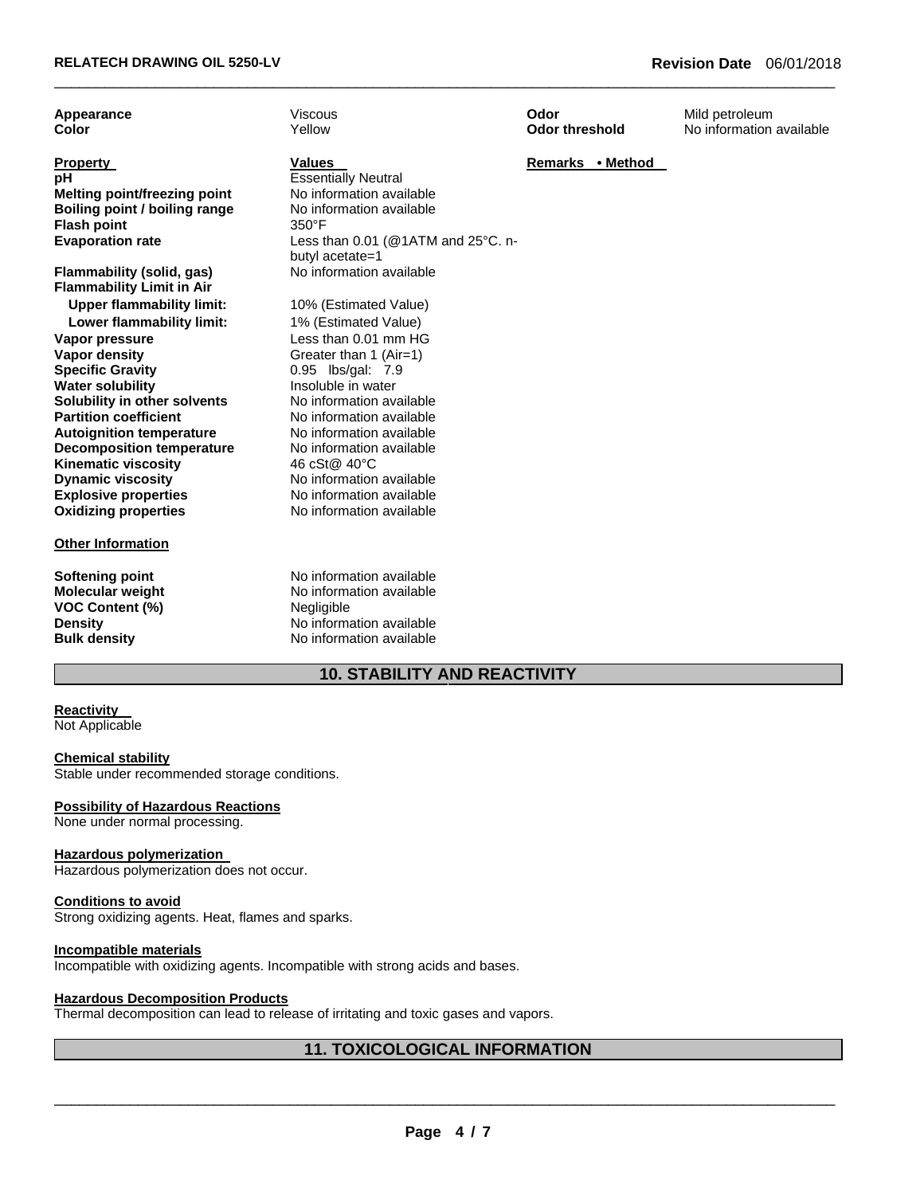| Appearance | Viscous | Odor | Mild petroleum |
|---|---|---|---|
| Color | Yellow | Odor threshold | No information available |

| Property | Values | Remarks • Method |
|---|---|---|
| pH | Essentially Neutral | |
| Melting point/freezing point | No information available | |
| Boiling point / boiling range | No information available | |
| Flash point | 350°F | |
| Evaporation rate | Less than 0.01 (@1ATM and 25°C. n-butyl acetate=1 | |
| Flammability (solid, gas) | No information available | |
| Flammability Limit in Air | | |
| Upper flammability limit: | 10% (Estimated Value) | |
| Lower flammability limit: | 1% (Estimated Value) | |
| Vapor pressure | Less than 0.01 mm HG | |
| Vapor density | Greater than 1 (Air=1) | |
| Specific Gravity | 0.95 lbs/gal: 7.9 | |
| Water solubility | Insoluble in water | |
| Solubility in other solvents | No information available | |
| Partition coefficient | No information available | |
| Autoignition temperature | No information available | |
| Decomposition temperature | No information available | |
| Kinematic viscosity | 46 cSt@ 40°C | |
| Dynamic viscosity | No information available | |
| Explosive properties | No information available | |
| Oxidizing properties | No information available | |

**Other Information**

| | |
|---|---|
| Softening point | No information available |
| Molecular weight | No information available |
| VOC Content (%) | Negligible |
| Density | No information available |
| Bulk density | No information available |

## 10. STABILITY AND REACTIVITY

**Reactivity**
Not Applicable

**Chemical stability**
Stable under recommended storage conditions.

**Possibility of Hazardous Reactions**
None under normal processing.

**Hazardous polymerization**
Hazardous polymerization does not occur.

**Conditions to avoid**
Strong oxidizing agents. Heat, flames and sparks.

**Incompatible materials**
Incompatible with oxidizing agents. Incompatible with strong acids and bases.

**Hazardous Decomposition Products**
Thermal decomposition can lead to release of irritating and toxic gases and vapors.

## 11. TOXICOLOGICAL INFORMATION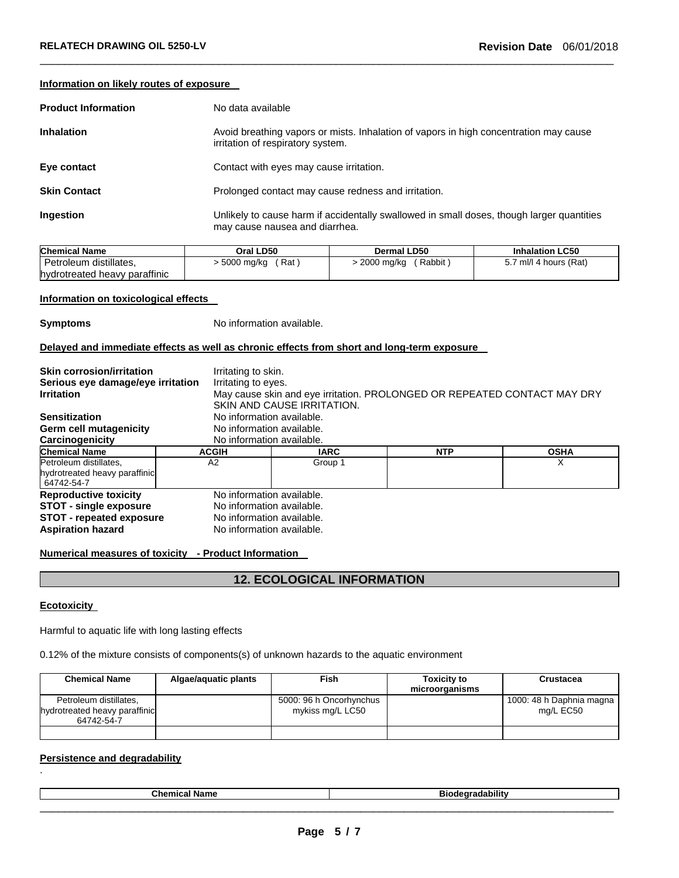**Information on likely routes of exposure**

**Product Information** No data available

**Inhalation** Avoid breathing vapors or mists. Inhalation of vapors in high concentration may cause irritation of respiratory system.

**Eye contact** Contact with eyes may cause irritation.

**Skin Contact** Prolonged contact may cause redness and irritation.

**Ingestion** Unlikely to cause harm if accidentally swallowed in small doses, though larger quantities may cause nausea and diarrhea.

| Chemical Name | Oral LD50 | Dermal LD50 | Inhalation LC50 |
|---|---|---|---|
| Petroleum distillates, hydrotreated heavy paraffinic | > 5000 mg/kg ( Rat ) | > 2000 mg/kg ( Rabbit ) | 5.7 ml/l 4 hours (Rat) |

**Information on toxicological effects**

**Symptoms** No information available.

**Delayed and immediate effects as well as chronic effects from short and long-term exposure**

**Skin corrosion/irritation** Irritating to skin.
**Serious eye damage/eye irritation** Irritating to eyes.
**Irritation** May cause skin and eye irritation. PROLONGED OR REPEATED CONTACT MAY DRY SKIN AND CAUSE IRRITATION.
**Sensitization** No information available.
**Germ cell mutagenicity** No information available.
**Carcinogenicity** No information available.

| Chemical Name | ACGIH | IARC | NTP | OSHA |
|---|---|---|---|---|
| Petroleum distillates, hydrotreated heavy paraffinic 64742-54-7 | A2 | Group 1 | | X |

**Reproductive toxicity** No information available.
**STOT - single exposure** No information available.
**STOT - repeated exposure** No information available.
**Aspiration hazard** No information available.

**Numerical measures of toxicity - Product Information**

## 12. ECOLOGICAL INFORMATION

**Ecotoxicity**

Harmful to aquatic life with long lasting effects

0.12% of the mixture consists of components(s) of unknown hazards to the aquatic environment

| Chemical Name | Algae/aquatic plants | Fish | Toxicity to microorganisms | Crustacea |
|---|---|---|---|---|
| Petroleum distillates, hydrotreated heavy paraffinic 64742-54-7 | | 5000: 96 h Oncorhynchus mykiss mg/L LC50 | | 1000: 48 h Daphnia magna mg/L EC50 |
| | | | | |

**Persistence and degradability**

.

| Chemical Name | Biodegradability |
|---|---|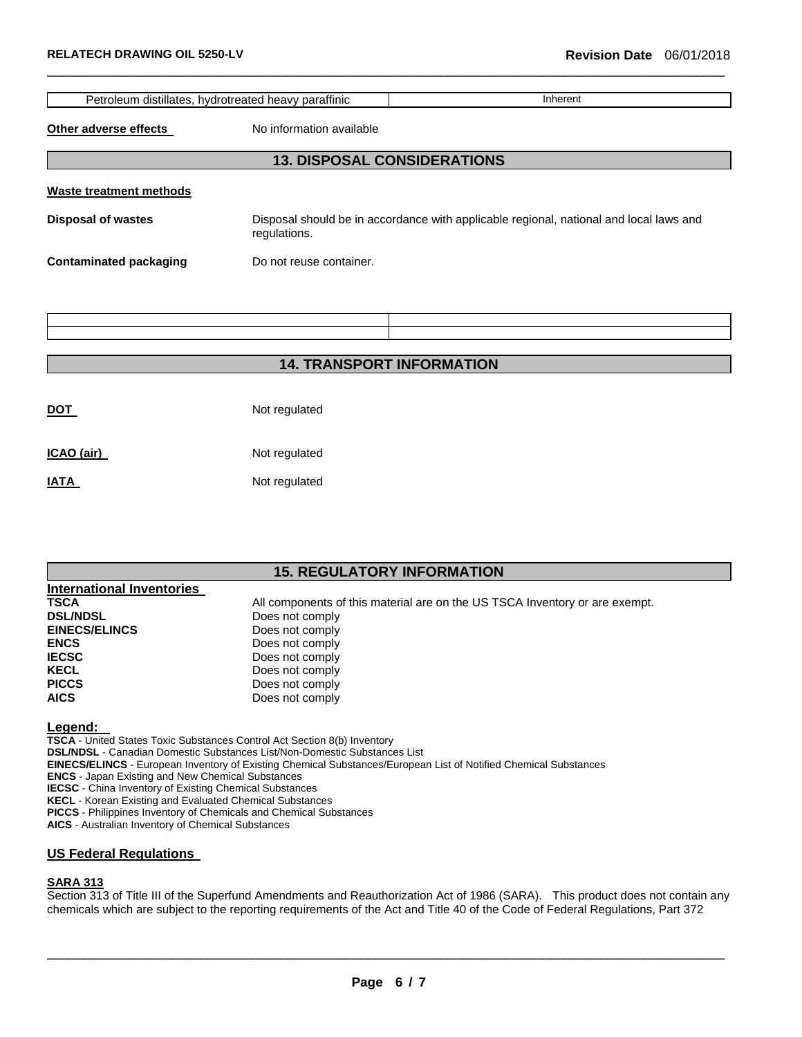| Petroleum distillates, hydrotreated heavy paraffinic | Inherent |
|---|---|

**Other adverse effects** No information available

## 13. DISPOSAL CONSIDERATIONS

**Waste treatment methods**

**Disposal of wastes** Disposal should be in accordance with applicable regional, national and local laws and regulations.

**Contaminated packaging** Do not reuse container.

| | |
|---|---|
| | |

## 14. TRANSPORT INFORMATION

**DOT** Not regulated

**ICAO (air)** Not regulated

**IATA** Not regulated

## 15. REGULATORY INFORMATION

**International Inventories**

| | |
|---|---|
| **TSCA** | All components of this material are on the US TSCA Inventory or are exempt. |
| **DSL/NDSL** | Does not comply |
| **EINECS/ELINCS** | Does not comply |
| **ENCS** | Does not comply |
| **IECSC** | Does not comply |
| **KECL** | Does not comply |
| **PICCS** | Does not comply |
| **AICS** | Does not comply |

**Legend:**

**TSCA** - United States Toxic Substances Control Act Section 8(b) Inventory
**DSL/NDSL** - Canadian Domestic Substances List/Non-Domestic Substances List
**EINECS/ELINCS** - European Inventory of Existing Chemical Substances/European List of Notified Chemical Substances
**ENCS** - Japan Existing and New Chemical Substances
**IECSC** - China Inventory of Existing Chemical Substances
**KECL** - Korean Existing and Evaluated Chemical Substances
**PICCS** - Philippines Inventory of Chemicals and Chemical Substances
**AICS** - Australian Inventory of Chemical Substances

**US Federal Regulations**

**SARA 313**

Section 313 of Title III of the Superfund Amendments and Reauthorization Act of 1986 (SARA). This product does not contain any chemicals which are subject to the reporting requirements of the Act and Title 40 of the Code of Federal Regulations, Part 372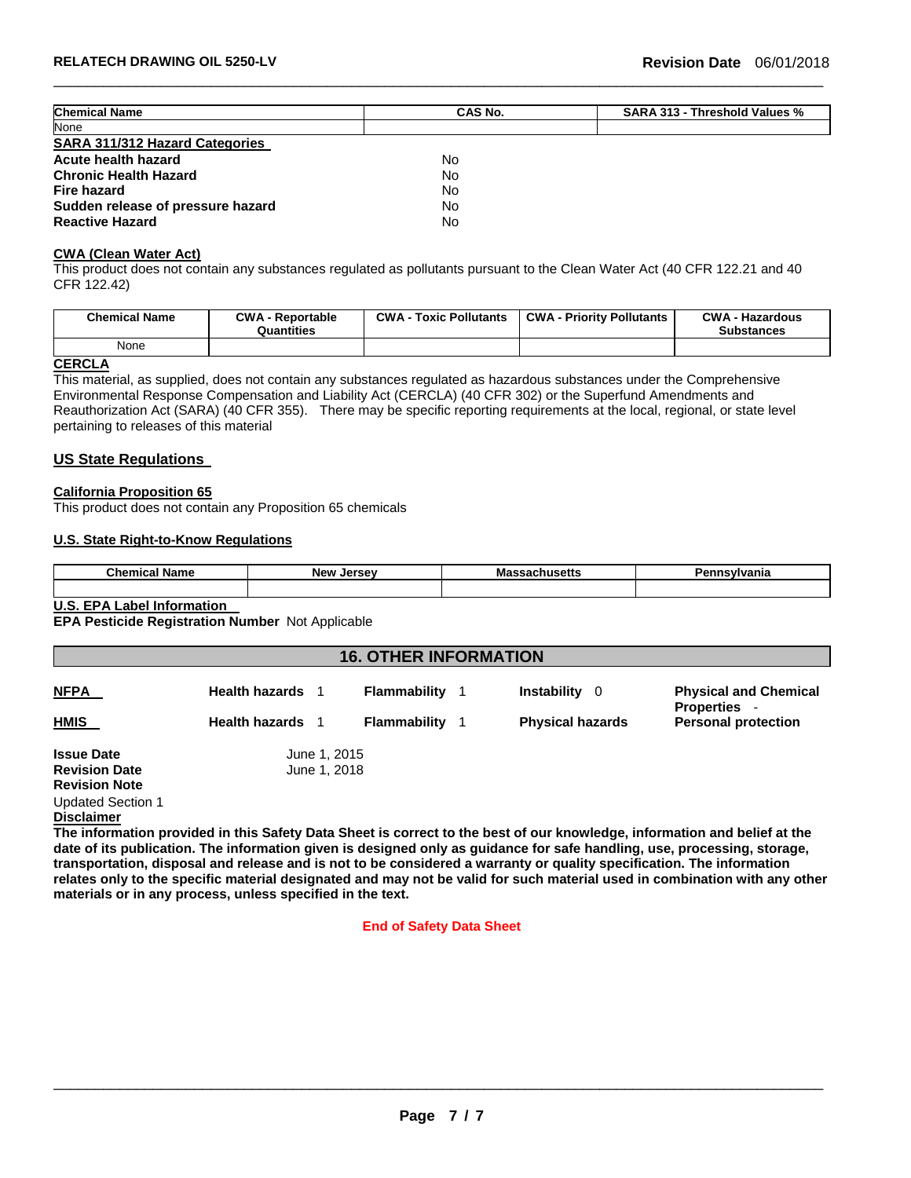| Chemical Name | CAS No. | SARA 313 - Threshold Values % |
| --- | --- | --- |
| None | | |

**SARA 311/312 Hazard Categories**

| | |
| --- | --- |
| **Acute health hazard** | No |
| **Chronic Health Hazard** | No |
| **Fire hazard** | No |
| **Sudden release of pressure hazard** | No |
| **Reactive Hazard** | No |

**CWA (Clean Water Act)**

This product does not contain any substances regulated as pollutants pursuant to the Clean Water Act (40 CFR 122.21 and 40 CFR 122.42)

| Chemical Name | CWA - Reportable Quantities | CWA - Toxic Pollutants | CWA - Priority Pollutants | CWA - Hazardous Substances |
| --- | --- | --- | --- | --- |
| None | | | | |

**CERCLA**

This material, as supplied, does not contain any substances regulated as hazardous substances under the Comprehensive Environmental Response Compensation and Liability Act (CERCLA) (40 CFR 302) or the Superfund Amendments and Reauthorization Act (SARA) (40 CFR 355). There may be specific reporting requirements at the local, regional, or state level pertaining to releases of this material

## US State Regulations

**California Proposition 65**

This product does not contain any Proposition 65 chemicals

**U.S. State Right-to-Know Regulations**

| Chemical Name | New Jersey | Massachusetts | Pennsylvania |
| --- | --- | --- | --- |
| | | | |

**U.S. EPA Label Information**

**EPA Pesticide Registration Number** Not Applicable

## 16. OTHER INFORMATION

| | | | | |
| --- | --- | --- | --- | --- |
| **NFPA** | **Health hazards** 1 | **Flammability** 1 | **Instability** 0 | **Physical and Chemical Properties** - |
| **HMIS** | **Health hazards** 1 | **Flammability** 1 | **Physical hazards** | **Personal protection** |

**Issue Date** June 1, 2015
**Revision Date** June 1, 2018
**Revision Note**
Updated Section 1

**Disclaimer**

**The information provided in this Safety Data Sheet is correct to the best of our knowledge, information and belief at the date of its publication. The information given is designed only as guidance for safe handling, use, processing, storage, transportation, disposal and release and is not to be considered a warranty or quality specification. The information relates only to the specific material designated and may not be valid for such material used in combination with any other materials or in any process, unless specified in the text.**

**End of Safety Data Sheet**